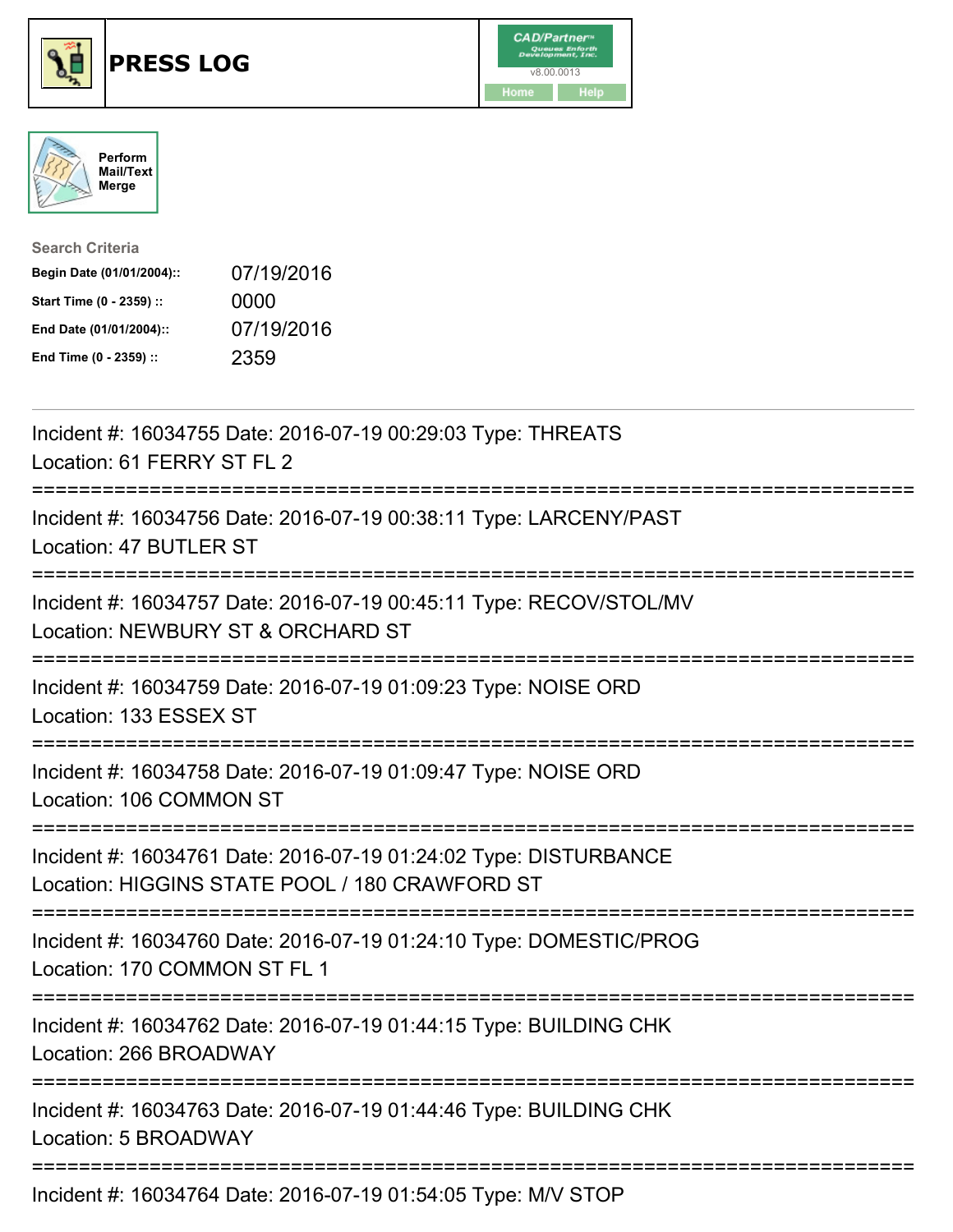# PRESS LOG

CAD/Partner
v8.00.0013
Home Help

Perform Mail/Text Merge

**Search Criteria**

| | |
|---|---|
| **Begin Date (01/01/2004)::** | 07/19/2016 |
| **Start Time (0 - 2359) ::** | 0000 |
| **End Date (01/01/2004)::** | 07/19/2016 |
| **End Time (0 - 2359) ::** | 2359 |

---

Incident #: 16034755 Date: 2016-07-19 00:29:03 Type: THREATS
Location: 61 FERRY ST FL 2

===========================================================================

Incident #: 16034756 Date: 2016-07-19 00:38:11 Type: LARCENY/PAST
Location: 47 BUTLER ST

===========================================================================

Incident #: 16034757 Date: 2016-07-19 00:45:11 Type: RECOV/STOL/MV
Location: NEWBURY ST & ORCHARD ST

===========================================================================

Incident #: 16034759 Date: 2016-07-19 01:09:23 Type: NOISE ORD
Location: 133 ESSEX ST

===========================================================================

Incident #: 16034758 Date: 2016-07-19 01:09:47 Type: NOISE ORD
Location: 106 COMMON ST

===========================================================================

Incident #: 16034761 Date: 2016-07-19 01:24:02 Type: DISTURBANCE
Location: HIGGINS STATE POOL / 180 CRAWFORD ST

===========================================================================

Incident #: 16034760 Date: 2016-07-19 01:24:10 Type: DOMESTIC/PROG
Location: 170 COMMON ST FL 1

===========================================================================

Incident #: 16034762 Date: 2016-07-19 01:44:15 Type: BUILDING CHK
Location: 266 BROADWAY

===========================================================================

Incident #: 16034763 Date: 2016-07-19 01:44:46 Type: BUILDING CHK
Location: 5 BROADWAY

===========================================================================

Incident #: 16034764 Date: 2016-07-19 01:54:05 Type: M/V STOP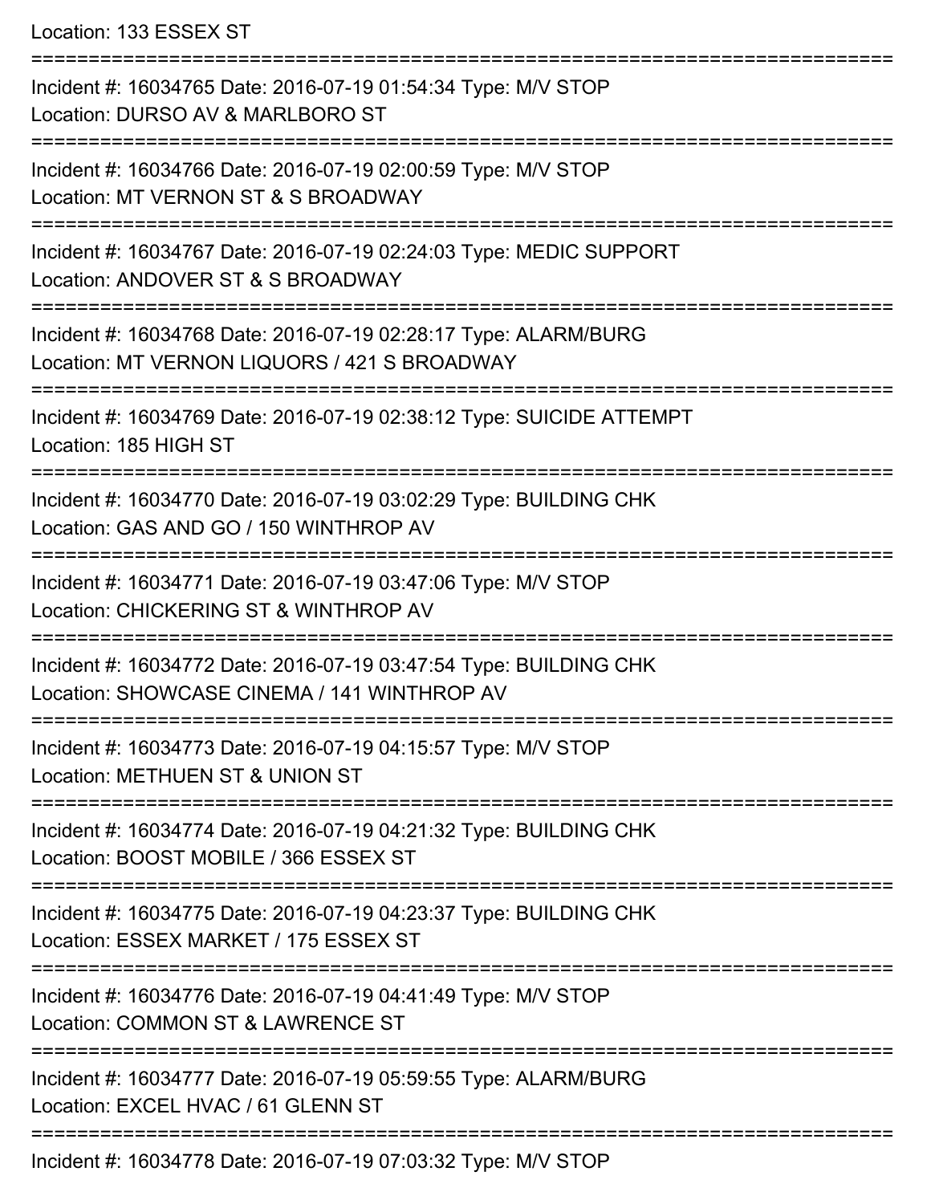Location: 133 ESSEX ST

===========================================================================

Incident #: 16034765 Date: 2016-07-19 01:54:34 Type: M/V STOP
Location: DURSO AV & MARLBORO ST

===========================================================================

Incident #: 16034766 Date: 2016-07-19 02:00:59 Type: M/V STOP
Location: MT VERNON ST & S BROADWAY

===========================================================================

Incident #: 16034767 Date: 2016-07-19 02:24:03 Type: MEDIC SUPPORT
Location: ANDOVER ST & S BROADWAY

===========================================================================

Incident #: 16034768 Date: 2016-07-19 02:28:17 Type: ALARM/BURG
Location: MT VERNON LIQUORS / 421 S BROADWAY

===========================================================================

Incident #: 16034769 Date: 2016-07-19 02:38:12 Type: SUICIDE ATTEMPT
Location: 185 HIGH ST

===========================================================================

Incident #: 16034770 Date: 2016-07-19 03:02:29 Type: BUILDING CHK
Location: GAS AND GO / 150 WINTHROP AV

===========================================================================

Incident #: 16034771 Date: 2016-07-19 03:47:06 Type: M/V STOP
Location: CHICKERING ST & WINTHROP AV

===========================================================================

Incident #: 16034772 Date: 2016-07-19 03:47:54 Type: BUILDING CHK
Location: SHOWCASE CINEMA / 141 WINTHROP AV

===========================================================================

Incident #: 16034773 Date: 2016-07-19 04:15:57 Type: M/V STOP
Location: METHUEN ST & UNION ST

===========================================================================

Incident #: 16034774 Date: 2016-07-19 04:21:32 Type: BUILDING CHK
Location: BOOST MOBILE / 366 ESSEX ST

===========================================================================

Incident #: 16034775 Date: 2016-07-19 04:23:37 Type: BUILDING CHK
Location: ESSEX MARKET / 175 ESSEX ST

===========================================================================

Incident #: 16034776 Date: 2016-07-19 04:41:49 Type: M/V STOP
Location: COMMON ST & LAWRENCE ST

===========================================================================

Incident #: 16034777 Date: 2016-07-19 05:59:55 Type: ALARM/BURG
Location: EXCEL HVAC / 61 GLENN ST

===========================================================================

Incident #: 16034778 Date: 2016-07-19 07:03:32 Type: M/V STOP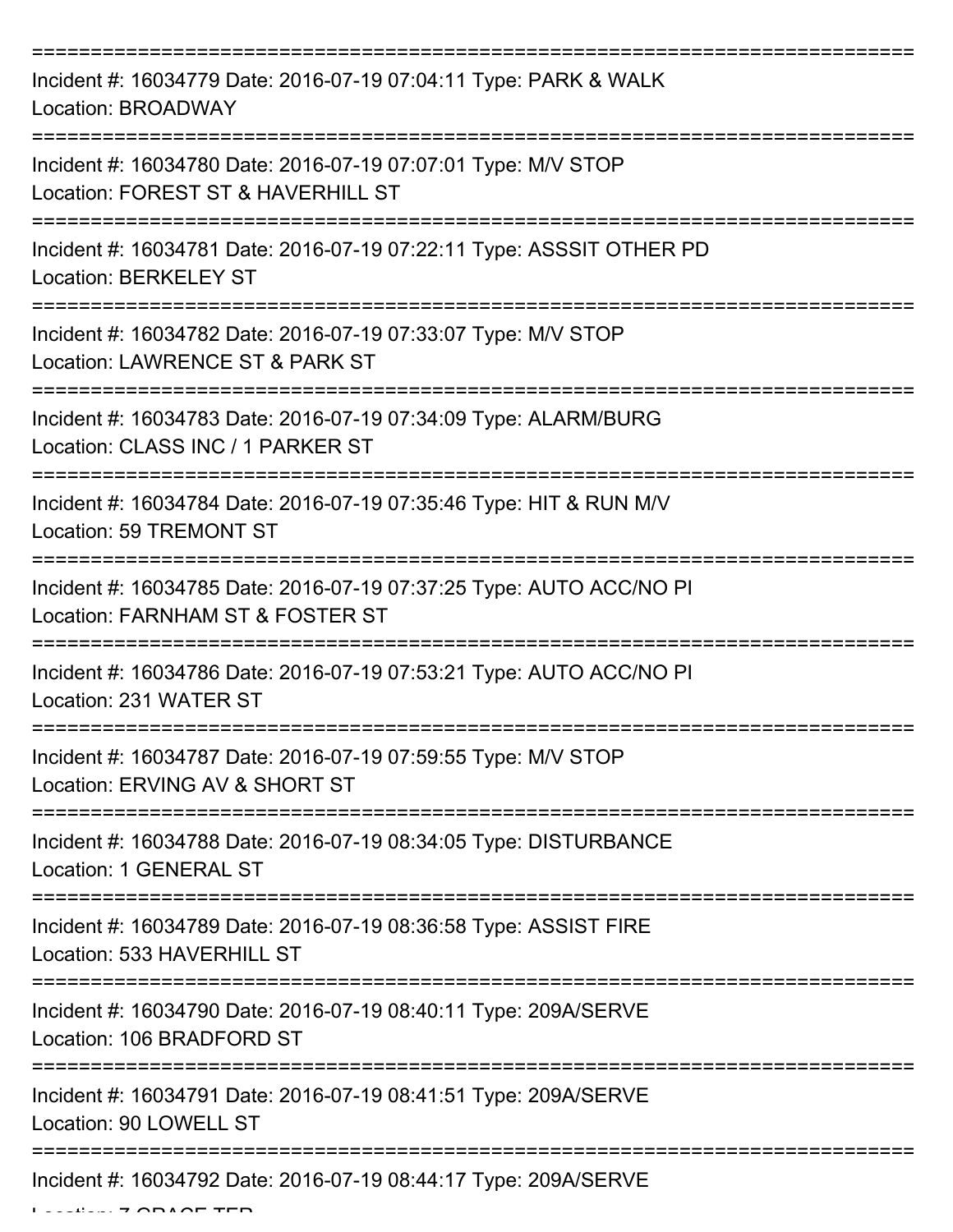===========================================================================

Incident #: 16034779 Date: 2016-07-19 07:04:11 Type: PARK & WALK
Location: BROADWAY

===========================================================================

Incident #: 16034780 Date: 2016-07-19 07:07:01 Type: M/V STOP
Location: FOREST ST & HAVERHILL ST

===========================================================================

Incident #: 16034781 Date: 2016-07-19 07:22:11 Type: ASSSIT OTHER PD
Location: BERKELEY ST

===========================================================================

Incident #: 16034782 Date: 2016-07-19 07:33:07 Type: M/V STOP
Location: LAWRENCE ST & PARK ST

===========================================================================

Incident #: 16034783 Date: 2016-07-19 07:34:09 Type: ALARM/BURG
Location: CLASS INC / 1 PARKER ST

===========================================================================

Incident #: 16034784 Date: 2016-07-19 07:35:46 Type: HIT & RUN M/V
Location: 59 TREMONT ST

===========================================================================

Incident #: 16034785 Date: 2016-07-19 07:37:25 Type: AUTO ACC/NO PI
Location: FARNHAM ST & FOSTER ST

===========================================================================

Incident #: 16034786 Date: 2016-07-19 07:53:21 Type: AUTO ACC/NO PI
Location: 231 WATER ST

===========================================================================

Incident #: 16034787 Date: 2016-07-19 07:59:55 Type: M/V STOP
Location: ERVING AV & SHORT ST

===========================================================================

Incident #: 16034788 Date: 2016-07-19 08:34:05 Type: DISTURBANCE
Location: 1 GENERAL ST

===========================================================================

Incident #: 16034789 Date: 2016-07-19 08:36:58 Type: ASSIST FIRE
Location: 533 HAVERHILL ST

===========================================================================

Incident #: 16034790 Date: 2016-07-19 08:40:11 Type: 209A/SERVE
Location: 106 BRADFORD ST

===========================================================================

Incident #: 16034791 Date: 2016-07-19 08:41:51 Type: 209A/SERVE
Location: 90 LOWELL ST

===========================================================================

Incident #: 16034792 Date: 2016-07-19 08:44:17 Type: 209A/SERVE
Location: 7 GRACE TER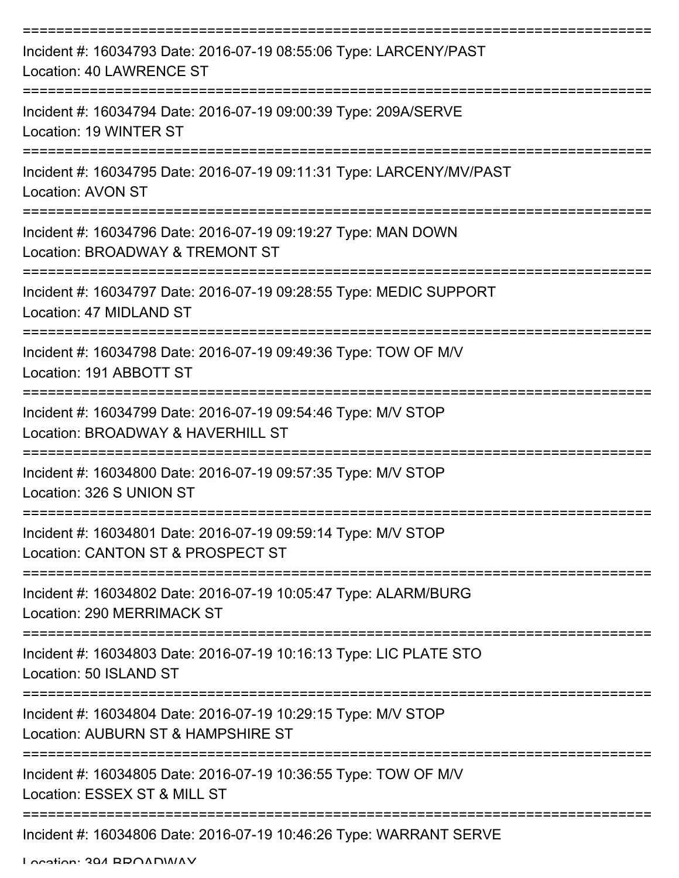===========================================================================
Incident #: 16034793 Date: 2016-07-19 08:55:06 Type: LARCENY/PAST
Location: 40 LAWRENCE ST
===========================================================================
Incident #: 16034794 Date: 2016-07-19 09:00:39 Type: 209A/SERVE
Location: 19 WINTER ST
===========================================================================
Incident #: 16034795 Date: 2016-07-19 09:11:31 Type: LARCENY/MV/PAST
Location: AVON ST
===========================================================================
Incident #: 16034796 Date: 2016-07-19 09:19:27 Type: MAN DOWN
Location: BROADWAY & TREMONT ST
===========================================================================
Incident #: 16034797 Date: 2016-07-19 09:28:55 Type: MEDIC SUPPORT
Location: 47 MIDLAND ST
===========================================================================
Incident #: 16034798 Date: 2016-07-19 09:49:36 Type: TOW OF M/V
Location: 191 ABBOTT ST
===========================================================================
Incident #: 16034799 Date: 2016-07-19 09:54:46 Type: M/V STOP
Location: BROADWAY & HAVERHILL ST
===========================================================================
Incident #: 16034800 Date: 2016-07-19 09:57:35 Type: M/V STOP
Location: 326 S UNION ST
===========================================================================
Incident #: 16034801 Date: 2016-07-19 09:59:14 Type: M/V STOP
Location: CANTON ST & PROSPECT ST
===========================================================================
Incident #: 16034802 Date: 2016-07-19 10:05:47 Type: ALARM/BURG
Location: 290 MERRIMACK ST
===========================================================================
Incident #: 16034803 Date: 2016-07-19 10:16:13 Type: LIC PLATE STO
Location: 50 ISLAND ST
===========================================================================
Incident #: 16034804 Date: 2016-07-19 10:29:15 Type: M/V STOP
Location: AUBURN ST & HAMPSHIRE ST
===========================================================================
Incident #: 16034805 Date: 2016-07-19 10:36:55 Type: TOW OF M/V
Location: ESSEX ST & MILL ST
===========================================================================
Incident #: 16034806 Date: 2016-07-19 10:46:26 Type: WARRANT SERVE
Location: 394 BROADWAY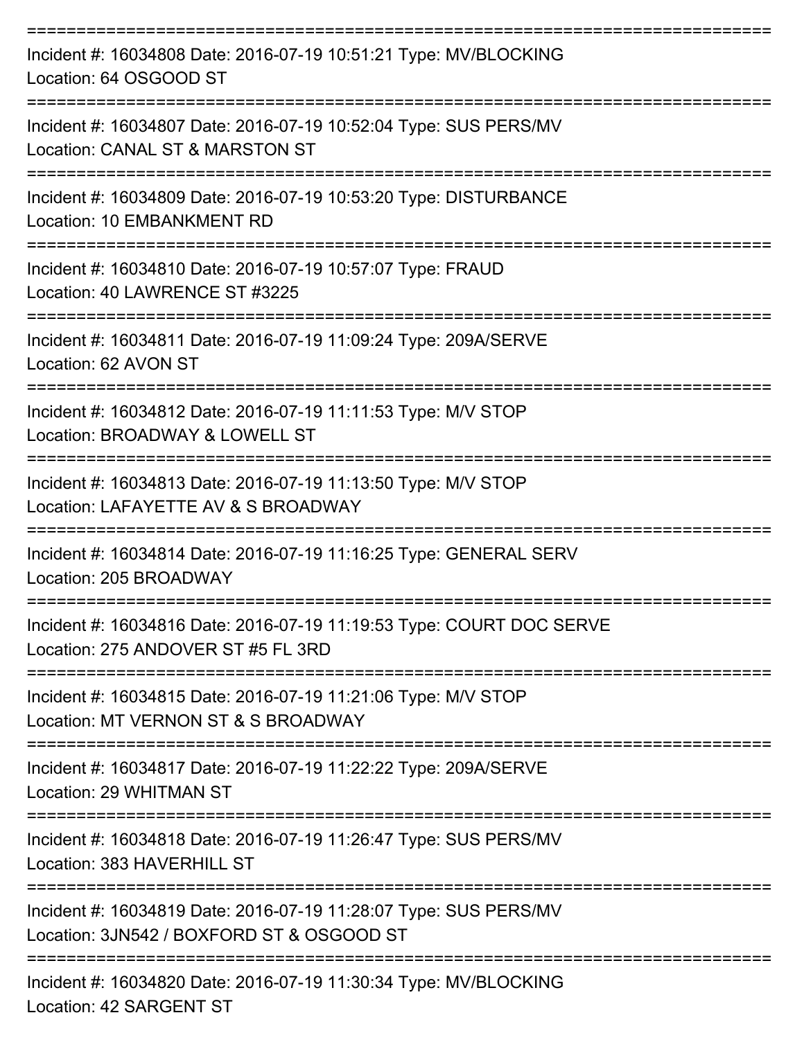===========================================================================

Incident #: 16034808 Date: 2016-07-19 10:51:21 Type: MV/BLOCKING
Location: 64 OSGOOD ST

===========================================================================

Incident #: 16034807 Date: 2016-07-19 10:52:04 Type: SUS PERS/MV
Location: CANAL ST & MARSTON ST

===========================================================================

Incident #: 16034809 Date: 2016-07-19 10:53:20 Type: DISTURBANCE
Location: 10 EMBANKMENT RD

===========================================================================

Incident #: 16034810 Date: 2016-07-19 10:57:07 Type: FRAUD
Location: 40 LAWRENCE ST #3225

===========================================================================

Incident #: 16034811 Date: 2016-07-19 11:09:24 Type: 209A/SERVE
Location: 62 AVON ST

===========================================================================

Incident #: 16034812 Date: 2016-07-19 11:11:53 Type: M/V STOP
Location: BROADWAY & LOWELL ST

===========================================================================

Incident #: 16034813 Date: 2016-07-19 11:13:50 Type: M/V STOP
Location: LAFAYETTE AV & S BROADWAY

===========================================================================

Incident #: 16034814 Date: 2016-07-19 11:16:25 Type: GENERAL SERV
Location: 205 BROADWAY

===========================================================================

Incident #: 16034816 Date: 2016-07-19 11:19:53 Type: COURT DOC SERVE
Location: 275 ANDOVER ST #5 FL 3RD

===========================================================================

Incident #: 16034815 Date: 2016-07-19 11:21:06 Type: M/V STOP
Location: MT VERNON ST & S BROADWAY

===========================================================================

Incident #: 16034817 Date: 2016-07-19 11:22:22 Type: 209A/SERVE
Location: 29 WHITMAN ST

===========================================================================

Incident #: 16034818 Date: 2016-07-19 11:26:47 Type: SUS PERS/MV
Location: 383 HAVERHILL ST

===========================================================================

Incident #: 16034819 Date: 2016-07-19 11:28:07 Type: SUS PERS/MV
Location: 3JN542 / BOXFORD ST & OSGOOD ST

===========================================================================

Incident #: 16034820 Date: 2016-07-19 11:30:34 Type: MV/BLOCKING
Location: 42 SARGENT ST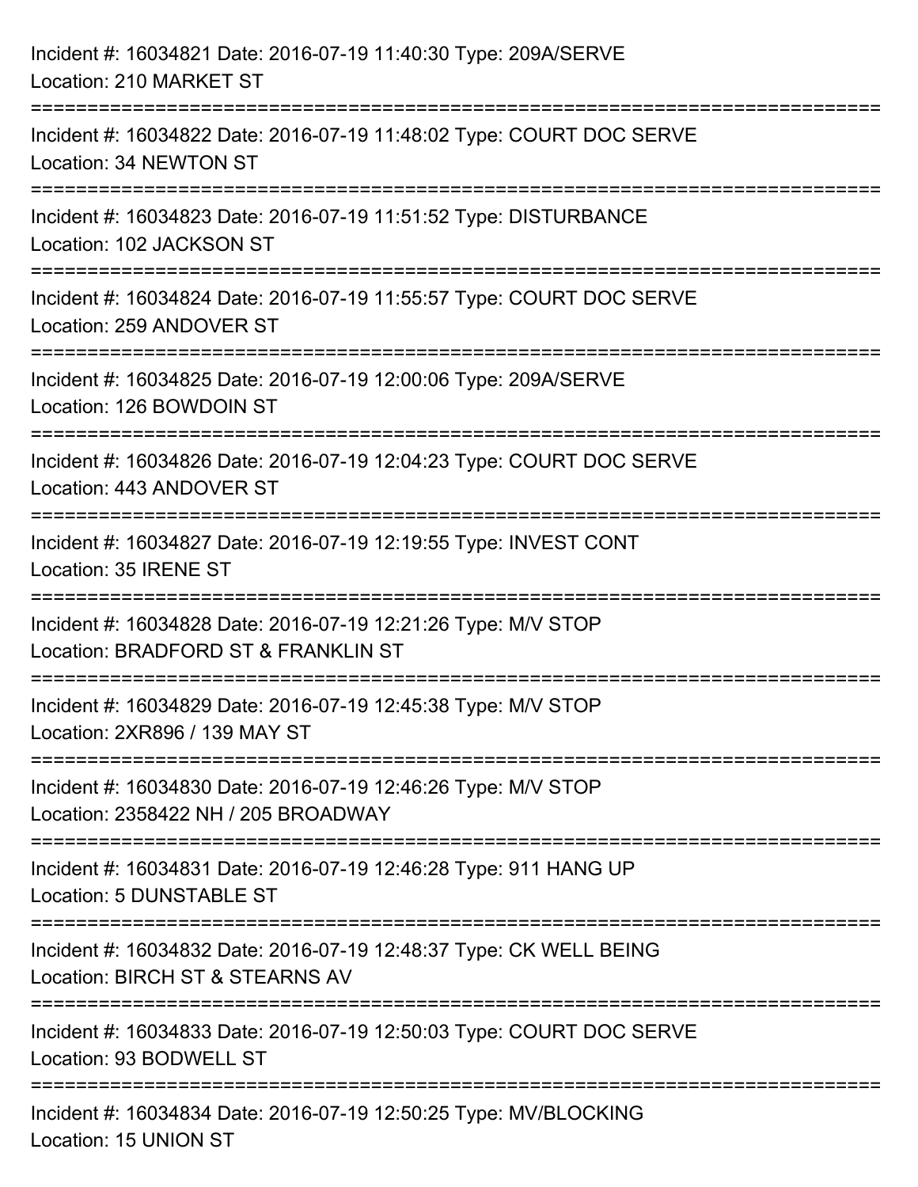Incident #: 16034821 Date: 2016-07-19 11:40:30 Type: 209A/SERVE
Location: 210 MARKET ST

===========================================================================

Incident #: 16034822 Date: 2016-07-19 11:48:02 Type: COURT DOC SERVE
Location: 34 NEWTON ST

===========================================================================

Incident #: 16034823 Date: 2016-07-19 11:51:52 Type: DISTURBANCE
Location: 102 JACKSON ST

===========================================================================

Incident #: 16034824 Date: 2016-07-19 11:55:57 Type: COURT DOC SERVE
Location: 259 ANDOVER ST

===========================================================================

Incident #: 16034825 Date: 2016-07-19 12:00:06 Type: 209A/SERVE
Location: 126 BOWDOIN ST

===========================================================================

Incident #: 16034826 Date: 2016-07-19 12:04:23 Type: COURT DOC SERVE
Location: 443 ANDOVER ST

===========================================================================

Incident #: 16034827 Date: 2016-07-19 12:19:55 Type: INVEST CONT
Location: 35 IRENE ST

===========================================================================

Incident #: 16034828 Date: 2016-07-19 12:21:26 Type: M/V STOP
Location: BRADFORD ST & FRANKLIN ST

===========================================================================

Incident #: 16034829 Date: 2016-07-19 12:45:38 Type: M/V STOP
Location: 2XR896 / 139 MAY ST

===========================================================================

Incident #: 16034830 Date: 2016-07-19 12:46:26 Type: M/V STOP
Location: 2358422 NH / 205 BROADWAY

===========================================================================

Incident #: 16034831 Date: 2016-07-19 12:46:28 Type: 911 HANG UP
Location: 5 DUNSTABLE ST

===========================================================================

Incident #: 16034832 Date: 2016-07-19 12:48:37 Type: CK WELL BEING
Location: BIRCH ST & STEARNS AV

===========================================================================

Incident #: 16034833 Date: 2016-07-19 12:50:03 Type: COURT DOC SERVE
Location: 93 BODWELL ST

===========================================================================

Incident #: 16034834 Date: 2016-07-19 12:50:25 Type: MV/BLOCKING
Location: 15 UNION ST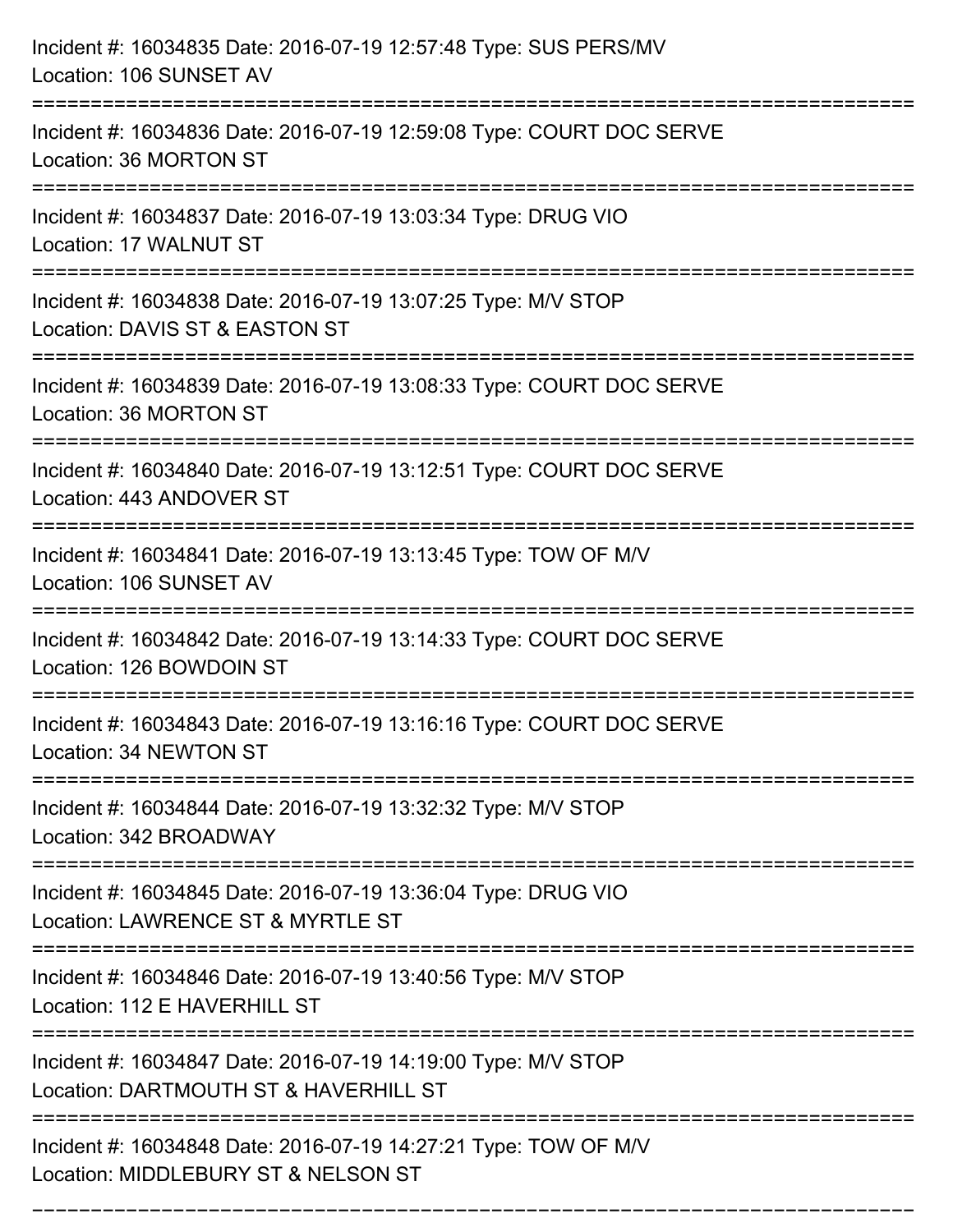Incident #: 16034835 Date: 2016-07-19 12:57:48 Type: SUS PERS/MV
Location: 106 SUNSET AV

===========================================================================

Incident #: 16034836 Date: 2016-07-19 12:59:08 Type: COURT DOC SERVE
Location: 36 MORTON ST

===========================================================================

Incident #: 16034837 Date: 2016-07-19 13:03:34 Type: DRUG VIO
Location: 17 WALNUT ST

===========================================================================

Incident #: 16034838 Date: 2016-07-19 13:07:25 Type: M/V STOP
Location: DAVIS ST & EASTON ST

===========================================================================

Incident #: 16034839 Date: 2016-07-19 13:08:33 Type: COURT DOC SERVE
Location: 36 MORTON ST

===========================================================================

Incident #: 16034840 Date: 2016-07-19 13:12:51 Type: COURT DOC SERVE
Location: 443 ANDOVER ST

===========================================================================

Incident #: 16034841 Date: 2016-07-19 13:13:45 Type: TOW OF M/V
Location: 106 SUNSET AV

===========================================================================

Incident #: 16034842 Date: 2016-07-19 13:14:33 Type: COURT DOC SERVE
Location: 126 BOWDOIN ST

===========================================================================

Incident #: 16034843 Date: 2016-07-19 13:16:16 Type: COURT DOC SERVE
Location: 34 NEWTON ST

===========================================================================

Incident #: 16034844 Date: 2016-07-19 13:32:32 Type: M/V STOP
Location: 342 BROADWAY

===========================================================================

Incident #: 16034845 Date: 2016-07-19 13:36:04 Type: DRUG VIO
Location: LAWRENCE ST & MYRTLE ST

===========================================================================

Incident #: 16034846 Date: 2016-07-19 13:40:56 Type: M/V STOP
Location: 112 E HAVERHILL ST

===========================================================================

Incident #: 16034847 Date: 2016-07-19 14:19:00 Type: M/V STOP
Location: DARTMOUTH ST & HAVERHILL ST

===========================================================================

Incident #: 16034848 Date: 2016-07-19 14:27:21 Type: TOW OF M/V
Location: MIDDLEBURY ST & NELSON ST

===========================================================================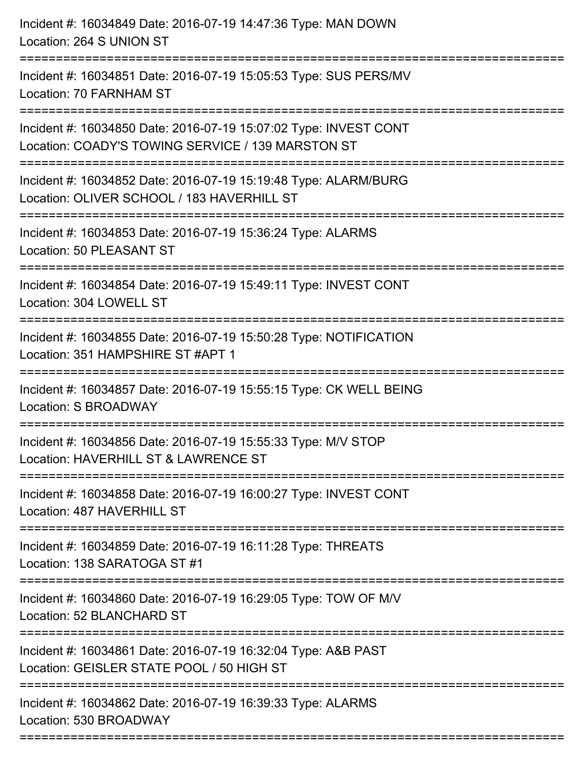Incident #: 16034849 Date: 2016-07-19 14:47:36 Type: MAN DOWN
Location: 264 S UNION ST

===========================================================================

Incident #: 16034851 Date: 2016-07-19 15:05:53 Type: SUS PERS/MV
Location: 70 FARNHAM ST

===========================================================================

Incident #: 16034850 Date: 2016-07-19 15:07:02 Type: INVEST CONT
Location: COADY'S TOWING SERVICE / 139 MARSTON ST

===========================================================================

Incident #: 16034852 Date: 2016-07-19 15:19:48 Type: ALARM/BURG
Location: OLIVER SCHOOL / 183 HAVERHILL ST

===========================================================================

Incident #: 16034853 Date: 2016-07-19 15:36:24 Type: ALARMS
Location: 50 PLEASANT ST

===========================================================================

Incident #: 16034854 Date: 2016-07-19 15:49:11 Type: INVEST CONT
Location: 304 LOWELL ST

===========================================================================

Incident #: 16034855 Date: 2016-07-19 15:50:28 Type: NOTIFICATION
Location: 351 HAMPSHIRE ST #APT 1

===========================================================================

Incident #: 16034857 Date: 2016-07-19 15:55:15 Type: CK WELL BEING
Location: S BROADWAY

===========================================================================

Incident #: 16034856 Date: 2016-07-19 15:55:33 Type: M/V STOP
Location: HAVERHILL ST & LAWRENCE ST

===========================================================================

Incident #: 16034858 Date: 2016-07-19 16:00:27 Type: INVEST CONT
Location: 487 HAVERHILL ST

===========================================================================

Incident #: 16034859 Date: 2016-07-19 16:11:28 Type: THREATS
Location: 138 SARATOGA ST #1

===========================================================================

Incident #: 16034860 Date: 2016-07-19 16:29:05 Type: TOW OF M/V
Location: 52 BLANCHARD ST

===========================================================================

Incident #: 16034861 Date: 2016-07-19 16:32:04 Type: A&B PAST
Location: GEISLER STATE POOL / 50 HIGH ST

===========================================================================

Incident #: 16034862 Date: 2016-07-19 16:39:33 Type: ALARMS
Location: 530 BROADWAY

===========================================================================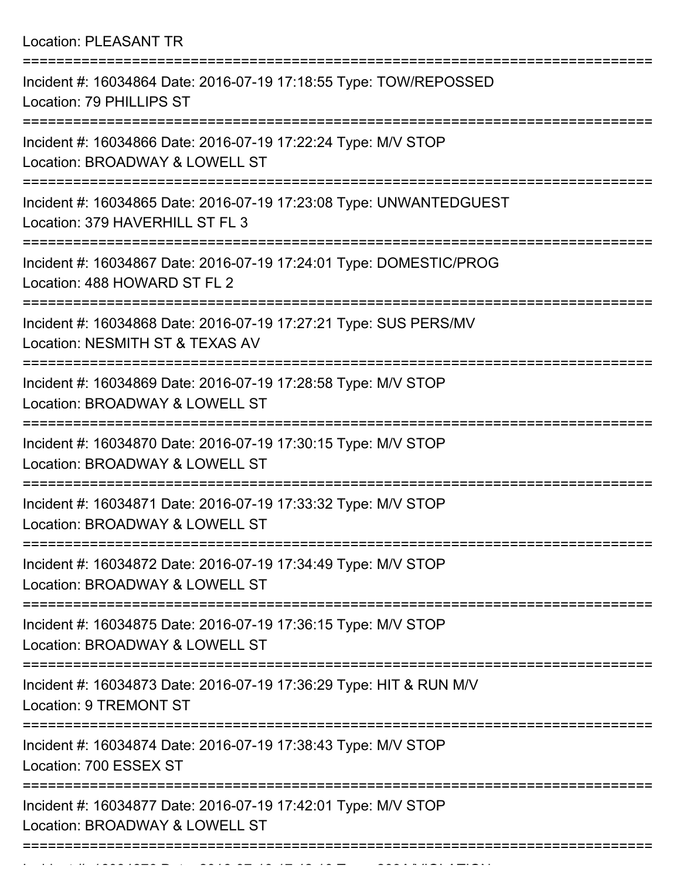Location: PLEASANT TR

===========================================================================

Incident #: 16034864 Date: 2016-07-19 17:18:55 Type: TOW/REPOSSED
Location: 79 PHILLIPS ST

===========================================================================

Incident #: 16034866 Date: 2016-07-19 17:22:24 Type: M/V STOP
Location: BROADWAY & LOWELL ST

===========================================================================

Incident #: 16034865 Date: 2016-07-19 17:23:08 Type: UNWANTEDGUEST
Location: 379 HAVERHILL ST FL 3

===========================================================================

Incident #: 16034867 Date: 2016-07-19 17:24:01 Type: DOMESTIC/PROG
Location: 488 HOWARD ST FL 2

===========================================================================

Incident #: 16034868 Date: 2016-07-19 17:27:21 Type: SUS PERS/MV
Location: NESMITH ST & TEXAS AV

===========================================================================

Incident #: 16034869 Date: 2016-07-19 17:28:58 Type: M/V STOP
Location: BROADWAY & LOWELL ST

===========================================================================

Incident #: 16034870 Date: 2016-07-19 17:30:15 Type: M/V STOP
Location: BROADWAY & LOWELL ST

===========================================================================

Incident #: 16034871 Date: 2016-07-19 17:33:32 Type: M/V STOP
Location: BROADWAY & LOWELL ST

===========================================================================

Incident #: 16034872 Date: 2016-07-19 17:34:49 Type: M/V STOP
Location: BROADWAY & LOWELL ST

===========================================================================

Incident #: 16034875 Date: 2016-07-19 17:36:15 Type: M/V STOP
Location: BROADWAY & LOWELL ST

===========================================================================

Incident #: 16034873 Date: 2016-07-19 17:36:29 Type: HIT & RUN M/V
Location: 9 TREMONT ST

===========================================================================

Incident #: 16034874 Date: 2016-07-19 17:38:43 Type: M/V STOP
Location: 700 ESSEX ST

===========================================================================

Incident #: 16034877 Date: 2016-07-19 17:42:01 Type: M/V STOP
Location: BROADWAY & LOWELL ST

===========================================================================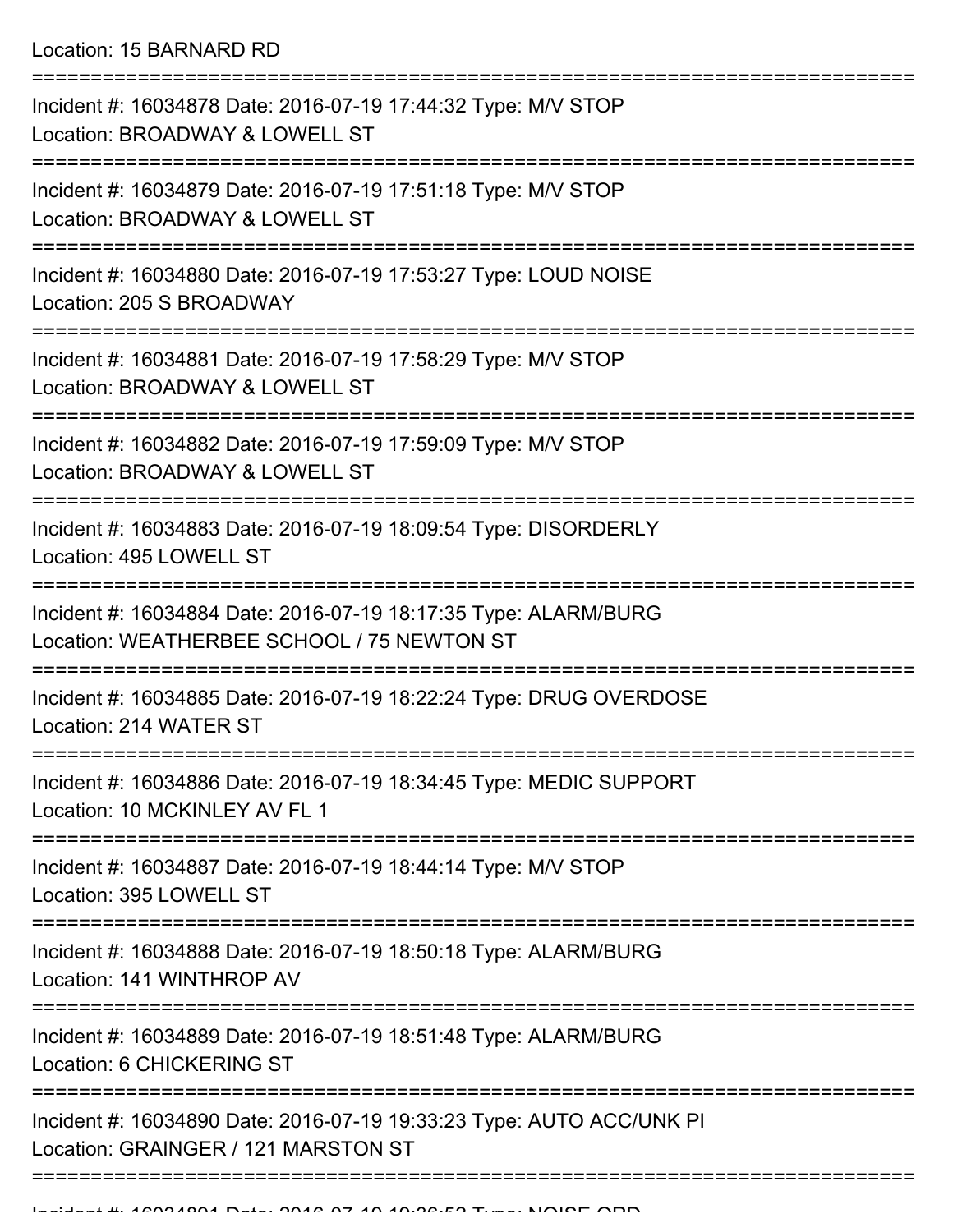Location: 15 BARNARD RD

===========================================================================

Incident #: 16034878 Date: 2016-07-19 17:44:32 Type: M/V STOP
Location: BROADWAY & LOWELL ST

===========================================================================

Incident #: 16034879 Date: 2016-07-19 17:51:18 Type: M/V STOP
Location: BROADWAY & LOWELL ST

===========================================================================

Incident #: 16034880 Date: 2016-07-19 17:53:27 Type: LOUD NOISE
Location: 205 S BROADWAY

===========================================================================

Incident #: 16034881 Date: 2016-07-19 17:58:29 Type: M/V STOP
Location: BROADWAY & LOWELL ST

===========================================================================

Incident #: 16034882 Date: 2016-07-19 17:59:09 Type: M/V STOP
Location: BROADWAY & LOWELL ST

===========================================================================

Incident #: 16034883 Date: 2016-07-19 18:09:54 Type: DISORDERLY
Location: 495 LOWELL ST

===========================================================================

Incident #: 16034884 Date: 2016-07-19 18:17:35 Type: ALARM/BURG
Location: WEATHERBEE SCHOOL / 75 NEWTON ST

===========================================================================

Incident #: 16034885 Date: 2016-07-19 18:22:24 Type: DRUG OVERDOSE
Location: 214 WATER ST

===========================================================================

Incident #: 16034886 Date: 2016-07-19 18:34:45 Type: MEDIC SUPPORT
Location: 10 MCKINLEY AV FL 1

===========================================================================

Incident #: 16034887 Date: 2016-07-19 18:44:14 Type: M/V STOP
Location: 395 LOWELL ST

===========================================================================

Incident #: 16034888 Date: 2016-07-19 18:50:18 Type: ALARM/BURG
Location: 141 WINTHROP AV

===========================================================================

Incident #: 16034889 Date: 2016-07-19 18:51:48 Type: ALARM/BURG
Location: 6 CHICKERING ST

===========================================================================

Incident #: 16034890 Date: 2016-07-19 19:33:23 Type: AUTO ACC/UNK PI
Location: GRAINGER / 121 MARSTON ST

===========================================================================

Incident #: 16034891 Date: 2016-07-19 19:36:53 Type: NOISE ORD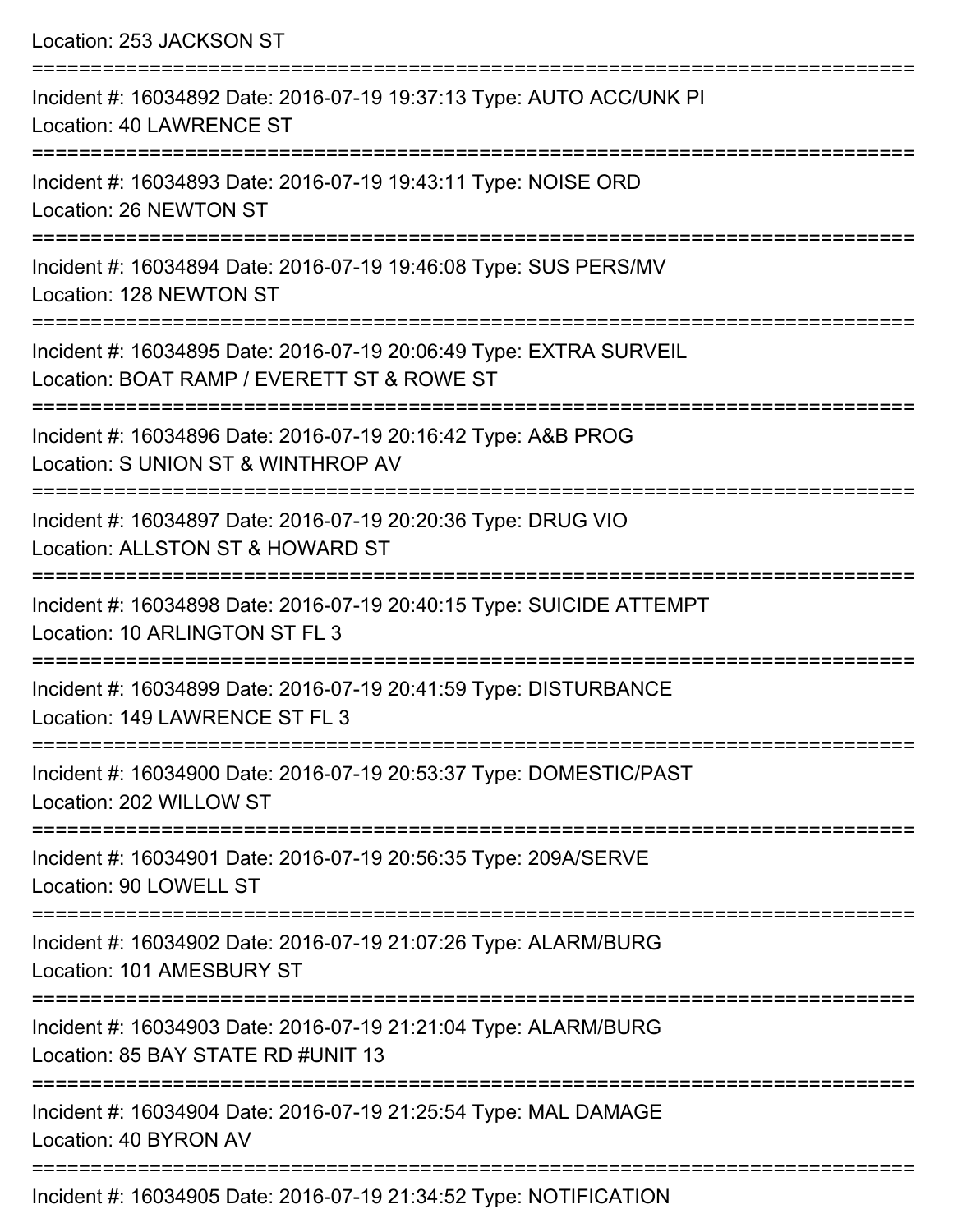Location: 253 JACKSON ST

===========================================================================

Incident #: 16034892 Date: 2016-07-19 19:37:13 Type: AUTO ACC/UNK PI
Location: 40 LAWRENCE ST

===========================================================================

Incident #: 16034893 Date: 2016-07-19 19:43:11 Type: NOISE ORD
Location: 26 NEWTON ST

===========================================================================

Incident #: 16034894 Date: 2016-07-19 19:46:08 Type: SUS PERS/MV
Location: 128 NEWTON ST

===========================================================================

Incident #: 16034895 Date: 2016-07-19 20:06:49 Type: EXTRA SURVEIL
Location: BOAT RAMP / EVERETT ST & ROWE ST

===========================================================================

Incident #: 16034896 Date: 2016-07-19 20:16:42 Type: A&B PROG
Location: S UNION ST & WINTHROP AV

===========================================================================

Incident #: 16034897 Date: 2016-07-19 20:20:36 Type: DRUG VIO
Location: ALLSTON ST & HOWARD ST

===========================================================================

Incident #: 16034898 Date: 2016-07-19 20:40:15 Type: SUICIDE ATTEMPT
Location: 10 ARLINGTON ST FL 3

===========================================================================

Incident #: 16034899 Date: 2016-07-19 20:41:59 Type: DISTURBANCE
Location: 149 LAWRENCE ST FL 3

===========================================================================

Incident #: 16034900 Date: 2016-07-19 20:53:37 Type: DOMESTIC/PAST
Location: 202 WILLOW ST

===========================================================================

Incident #: 16034901 Date: 2016-07-19 20:56:35 Type: 209A/SERVE
Location: 90 LOWELL ST

===========================================================================

Incident #: 16034902 Date: 2016-07-19 21:07:26 Type: ALARM/BURG
Location: 101 AMESBURY ST

===========================================================================

Incident #: 16034903 Date: 2016-07-19 21:21:04 Type: ALARM/BURG
Location: 85 BAY STATE RD #UNIT 13

===========================================================================

Incident #: 16034904 Date: 2016-07-19 21:25:54 Type: MAL DAMAGE
Location: 40 BYRON AV

===========================================================================

Incident #: 16034905 Date: 2016-07-19 21:34:52 Type: NOTIFICATION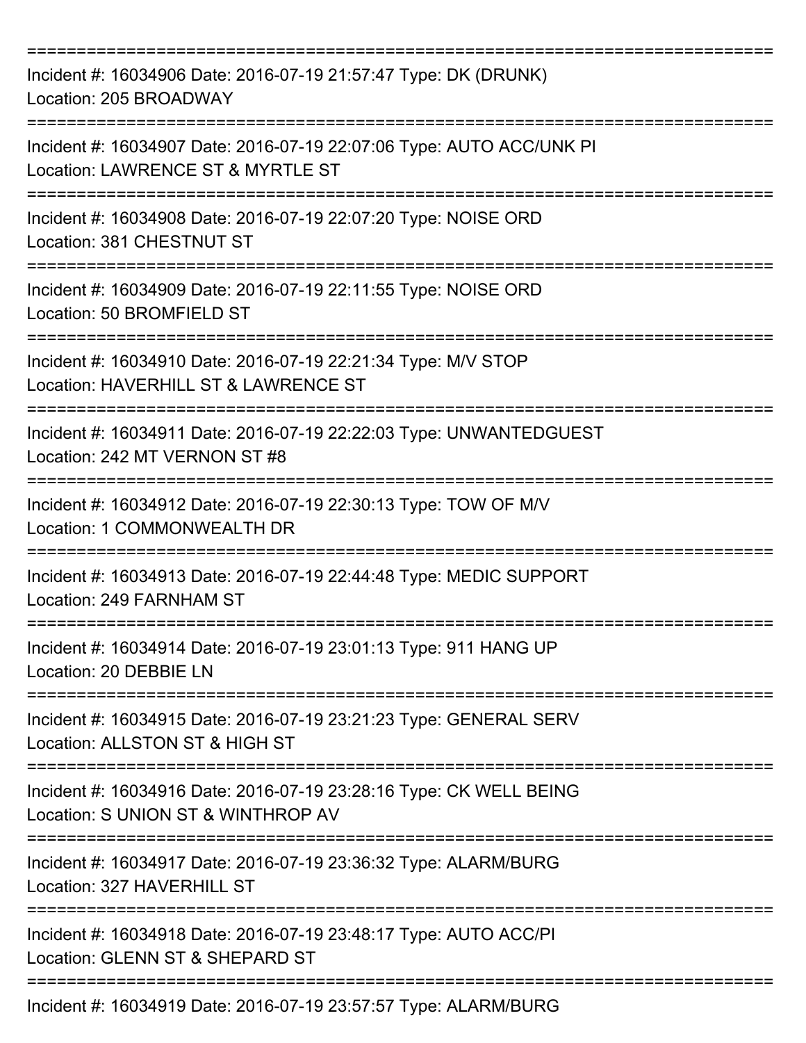===========================================================================
Incident #: 16034906 Date: 2016-07-19 21:57:47 Type: DK (DRUNK)
Location: 205 BROADWAY
===========================================================================
Incident #: 16034907 Date: 2016-07-19 22:07:06 Type: AUTO ACC/UNK PI
Location: LAWRENCE ST & MYRTLE ST
===========================================================================
Incident #: 16034908 Date: 2016-07-19 22:07:20 Type: NOISE ORD
Location: 381 CHESTNUT ST
===========================================================================
Incident #: 16034909 Date: 2016-07-19 22:11:55 Type: NOISE ORD
Location: 50 BROMFIELD ST
===========================================================================
Incident #: 16034910 Date: 2016-07-19 22:21:34 Type: M/V STOP
Location: HAVERHILL ST & LAWRENCE ST
===========================================================================
Incident #: 16034911 Date: 2016-07-19 22:22:03 Type: UNWANTEDGUEST
Location: 242 MT VERNON ST #8
===========================================================================
Incident #: 16034912 Date: 2016-07-19 22:30:13 Type: TOW OF M/V
Location: 1 COMMONWEALTH DR
===========================================================================
Incident #: 16034913 Date: 2016-07-19 22:44:48 Type: MEDIC SUPPORT
Location: 249 FARNHAM ST
===========================================================================
Incident #: 16034914 Date: 2016-07-19 23:01:13 Type: 911 HANG UP
Location: 20 DEBBIE LN
===========================================================================
Incident #: 16034915 Date: 2016-07-19 23:21:23 Type: GENERAL SERV
Location: ALLSTON ST & HIGH ST
===========================================================================
Incident #: 16034916 Date: 2016-07-19 23:28:16 Type: CK WELL BEING
Location: S UNION ST & WINTHROP AV
===========================================================================
Incident #: 16034917 Date: 2016-07-19 23:36:32 Type: ALARM/BURG
Location: 327 HAVERHILL ST
===========================================================================
Incident #: 16034918 Date: 2016-07-19 23:48:17 Type: AUTO ACC/PI
Location: GLENN ST & SHEPARD ST
===========================================================================
Incident #: 16034919 Date: 2016-07-19 23:57:57 Type: ALARM/BURG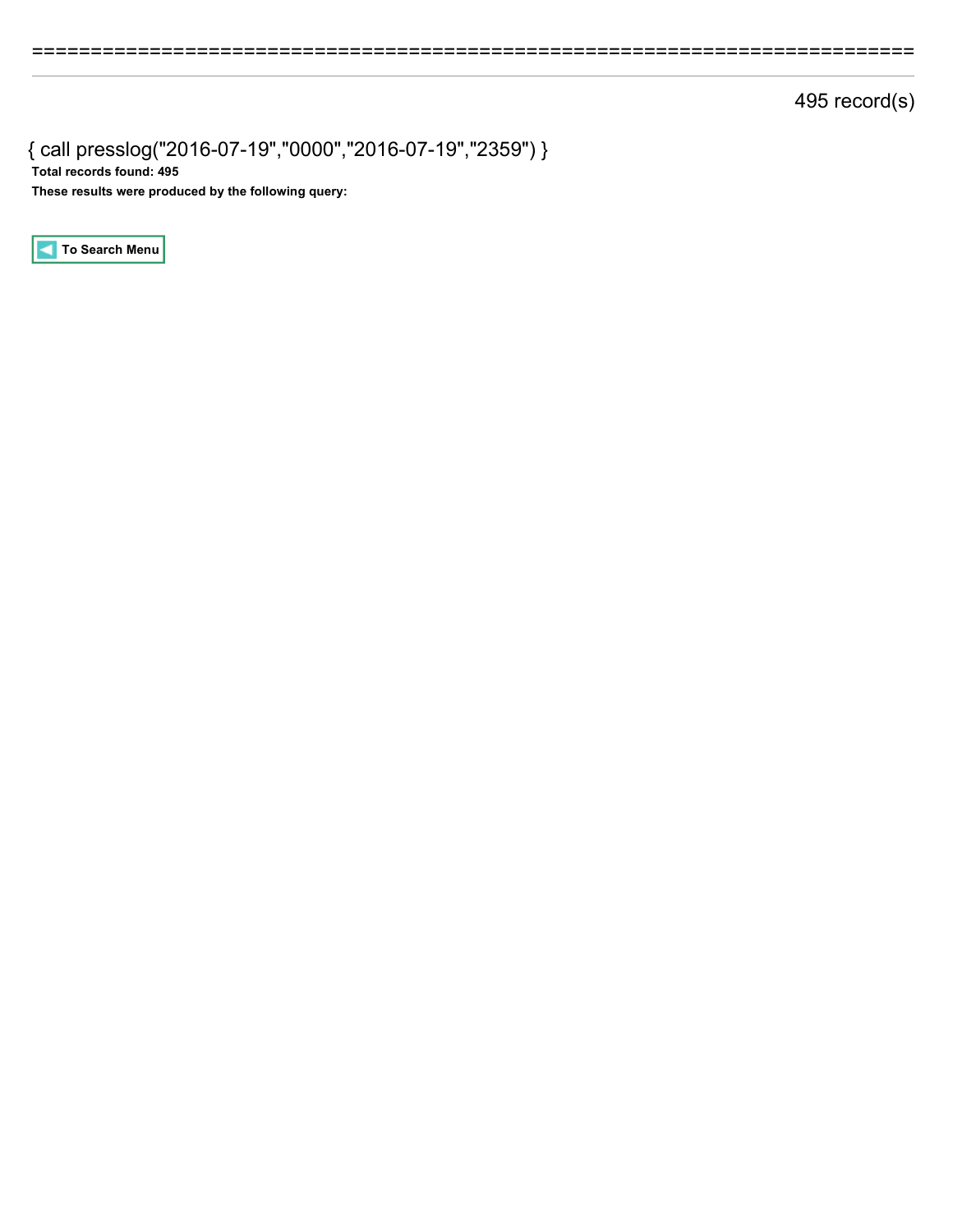===========================================================================

---

495 record(s)

{ call presslog("2016-07-19","0000","2016-07-19","2359") }

**Total records found: 495**

**These results were produced by the following query:**

**To Search Menu**